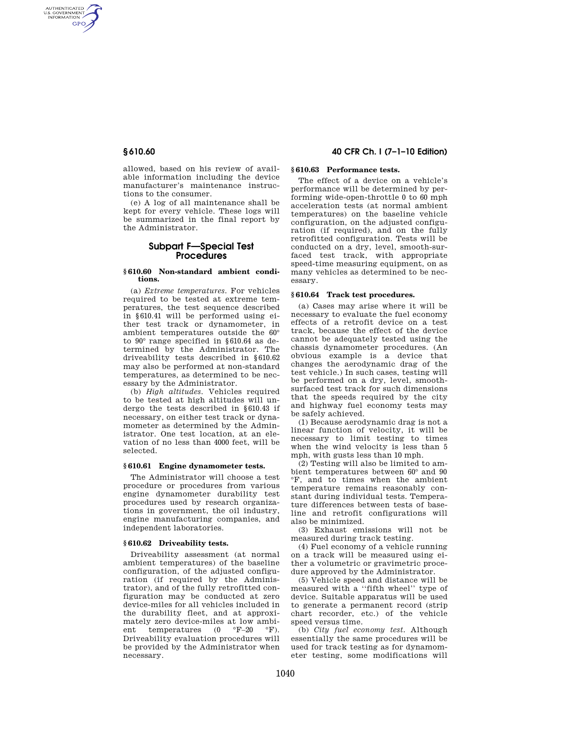allowed, based on his review of available information including the device manufacturer's maintenance instructions to the consumer.

(e) A log of all maintenance shall be kept for every vehicle. These logs will be summarized in the final report by the Administrator.

## Subpart F—Special Test Procedures

### § 610.60 Non-standard ambient conditions.

(a) *Extreme temperatures.* For vehicles required to be tested at extreme temperatures, the test sequence described in § 610.41 will be performed using either test track or dynamometer, in ambient temperatures outside the 60° to 90° range specified in § 610.64 as determined by the Administrator. The driveability tests described in § 610.62 may also be performed at non-standard temperatures, as determined to be necessary by the Administrator.

(b) *High altitudes.* Vehicles required to be tested at high altitudes will undergo the tests described in § 610.43 if necessary, on either test track or dynamometer as determined by the Administrator. One test location, at an elevation of no less than 4000 feet, will be selected.

### § 610.61 Engine dynamometer tests.

The Administrator will choose a test procedure or procedures from various engine dynamometer durability test procedures used by research organizations in government, the oil industry, engine manufacturing companies, and independent laboratories.

### § 610.62 Driveability tests.

Driveability assessment (at normal ambient temperatures) of the baseline configuration, of the adjusted configuration (if required by the Administrator), and of the fully retrofitted configuration may be conducted at zero device-miles for all vehicles included in the durability fleet, and at approximately zero device-miles at low ambient temperatures (0 °F–20 °F). Driveability evaluation procedures will be provided by the Administrator when necessary.

### § 610.63 Performance tests.

The effect of a device on a vehicle's performance will be determined by performing wide-open-throttle 0 to 60 mph acceleration tests (at normal ambient temperatures) on the baseline vehicle configuration, on the adjusted configuration (if required), and on the fully retrofitted configuration. Tests will be conducted on a dry, level, smooth-surfaced test track, with appropriate speed-time measuring equipment, on as many vehicles as determined to be necessary.

### § 610.64 Track test procedures.

(a) Cases may arise where it will be necessary to evaluate the fuel economy effects of a retrofit device on a test track, because the effect of the device cannot be adequately tested using the chassis dynamometer procedures. (An obvious example is a device that changes the aerodynamic drag of the test vehicle.) In such cases, testing will be performed on a dry, level, smooth-surfaced test track for such dimensions that the speeds required by the city and highway fuel economy tests may be safely achieved.

(1) Because aerodynamic drag is not a linear function of velocity, it will be necessary to limit testing to times when the wind velocity is less than 5 mph, with gusts less than 10 mph.

(2) Testing will also be limited to ambient temperatures between 60° and 90 °F, and to times when the ambient temperature remains reasonably constant during individual tests. Temperature differences between tests of baseline and retrofit configurations will also be minimized.

(3) Exhaust emissions will not be measured during track testing.

(4) Fuel economy of a vehicle running on a track will be measured using either a volumetric or gravimetric procedure approved by the Administrator.

(5) Vehicle speed and distance will be measured with a "fifth wheel" type of device. Suitable apparatus will be used to generate a permanent record (strip chart recorder, etc.) of the vehicle speed versus time.

(b) *City fuel economy test.* Although essentially the same procedures will be used for track testing as for dynamometer testing, some modifications will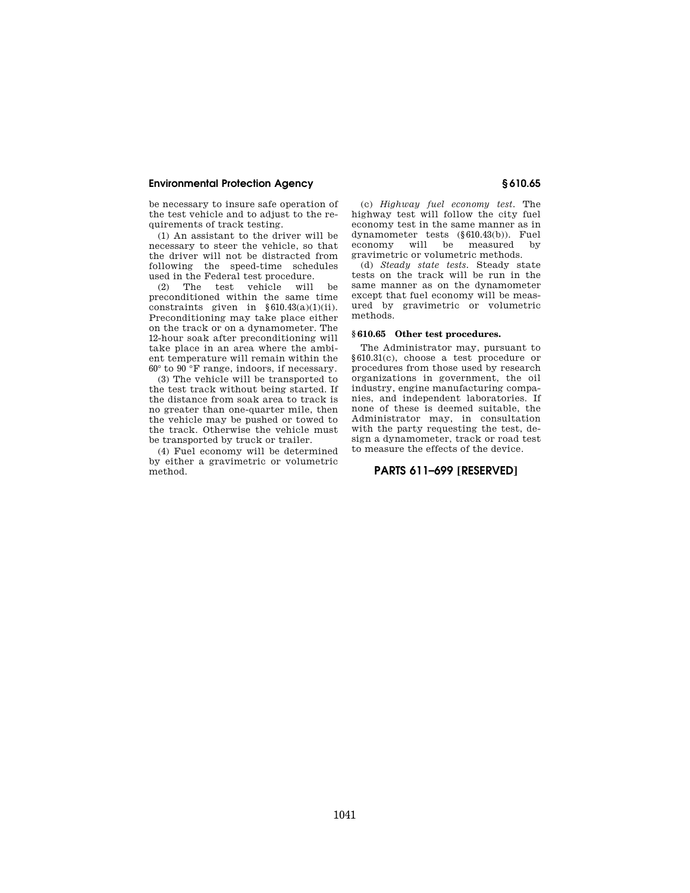be necessary to insure safe operation of the test vehicle and to adjust to the requirements of track testing.

(1) An assistant to the driver will be necessary to steer the vehicle, so that the driver will not be distracted from following the speed-time schedules used in the Federal test procedure.

(2) The test vehicle will be preconditioned within the same time constraints given in §610.43(a)(1)(ii). Preconditioning may take place either on the track or on a dynamometer. The 12-hour soak after preconditioning will take place in an area where the ambient temperature will remain within the 60° to 90 °F range, indoors, if necessary.

(3) The vehicle will be transported to the test track without being started. If the distance from soak area to track is no greater than one-quarter mile, then the vehicle may be pushed or towed to the track. Otherwise the vehicle must be transported by truck or trailer.

(4) Fuel economy will be determined by either a gravimetric or volumetric method.

(c) *Highway fuel economy test.* The highway test will follow the city fuel economy test in the same manner as in dynamometer tests (§610.43(b)). Fuel economy will be measured by gravimetric or volumetric methods.

(d) *Steady state tests.* Steady state tests on the track will be run in the same manner as on the dynamometer except that fuel economy will be measured by gravimetric or volumetric methods.

### § 610.65 Other test procedures.

The Administrator may, pursuant to §610.31(c), choose a test procedure or procedures from those used by research organizations in government, the oil industry, engine manufacturing companies, and independent laboratories. If none of these is deemed suitable, the Administrator may, in consultation with the party requesting the test, design a dynamometer, track or road test to measure the effects of the device.

## PARTS 611–699 [RESERVED]